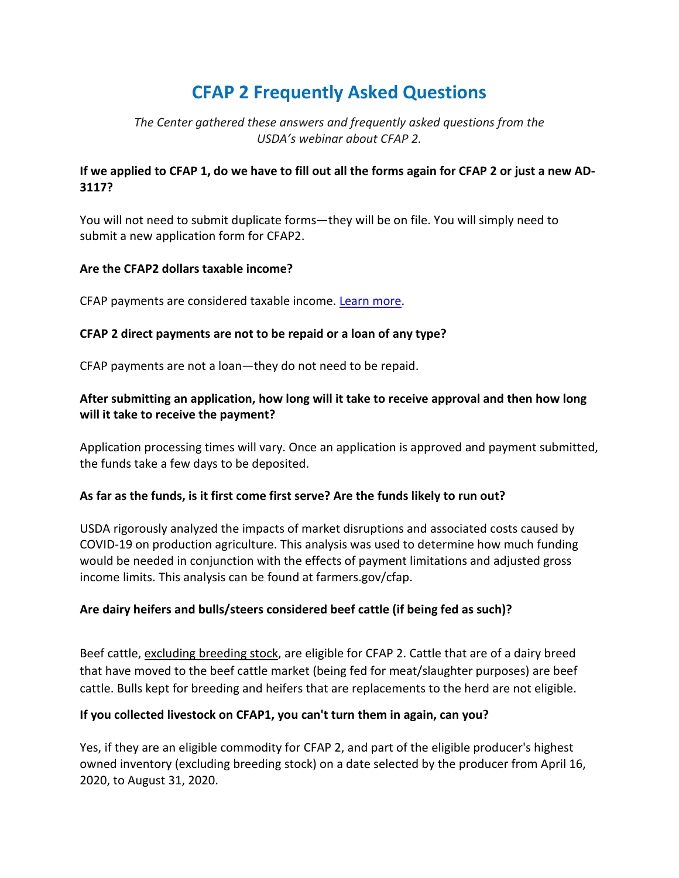# CFAP 2 Frequently Asked Questions

*The Center gathered these answers and frequently asked questions from the USDA's webinar about CFAP 2.*

**If we applied to CFAP 1, do we have to fill out all the forms again for CFAP 2 or just a new AD-3117?**

You will not need to submit duplicate forms—they will be on file. You will simply need to submit a new application form for CFAP2.

**Are the CFAP2 dollars taxable income?**

CFAP payments are considered taxable income. Learn more.

**CFAP 2 direct payments are not to be repaid or a loan of any type?**

CFAP payments are not a loan—they do not need to be repaid.

**After submitting an application, how long will it take to receive approval and then how long will it take to receive the payment?**

Application processing times will vary. Once an application is approved and payment submitted, the funds take a few days to be deposited.

**As far as the funds, is it first come first serve? Are the funds likely to run out?**

USDA rigorously analyzed the impacts of market disruptions and associated costs caused by COVID-19 on production agriculture. This analysis was used to determine how much funding would be needed in conjunction with the effects of payment limitations and adjusted gross income limits. This analysis can be found at farmers.gov/cfap.

**Are dairy heifers and bulls/steers considered beef cattle (if being fed as such)?**

Beef cattle, excluding breeding stock, are eligible for CFAP 2. Cattle that are of a dairy breed that have moved to the beef cattle market (being fed for meat/slaughter purposes) are beef cattle. Bulls kept for breeding and heifers that are replacements to the herd are not eligible.

**If you collected livestock on CFAP1, you can't turn them in again, can you?**

Yes, if they are an eligible commodity for CFAP 2, and part of the eligible producer's highest owned inventory (excluding breeding stock) on a date selected by the producer from April 16, 2020, to August 31, 2020.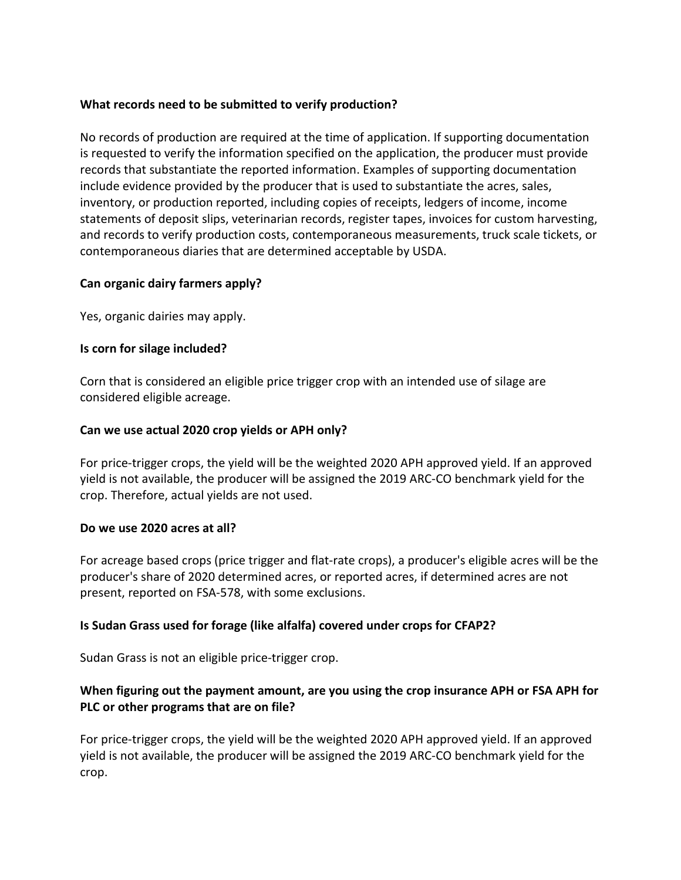**What records need to be submitted to verify production?**

No records of production are required at the time of application. If supporting documentation is requested to verify the information specified on the application, the producer must provide records that substantiate the reported information. Examples of supporting documentation include evidence provided by the producer that is used to substantiate the acres, sales, inventory, or production reported, including copies of receipts, ledgers of income, income statements of deposit slips, veterinarian records, register tapes, invoices for custom harvesting, and records to verify production costs, contemporaneous measurements, truck scale tickets, or contemporaneous diaries that are determined acceptable by USDA.

**Can organic dairy farmers apply?**

Yes, organic dairies may apply.

**Is corn for silage included?**

Corn that is considered an eligible price trigger crop with an intended use of silage are considered eligible acreage.

**Can we use actual 2020 crop yields or APH only?**

For price-trigger crops, the yield will be the weighted 2020 APH approved yield. If an approved yield is not available, the producer will be assigned the 2019 ARC-CO benchmark yield for the crop. Therefore, actual yields are not used.

**Do we use 2020 acres at all?**

For acreage based crops (price trigger and flat-rate crops), a producer's eligible acres will be the producer's share of 2020 determined acres, or reported acres, if determined acres are not present, reported on FSA-578, with some exclusions.

**Is Sudan Grass used for forage (like alfalfa) covered under crops for CFAP2?**

Sudan Grass is not an eligible price-trigger crop.

**When figuring out the payment amount, are you using the crop insurance APH or FSA APH for PLC or other programs that are on file?**

For price-trigger crops, the yield will be the weighted 2020 APH approved yield. If an approved yield is not available, the producer will be assigned the 2019 ARC-CO benchmark yield for the crop.